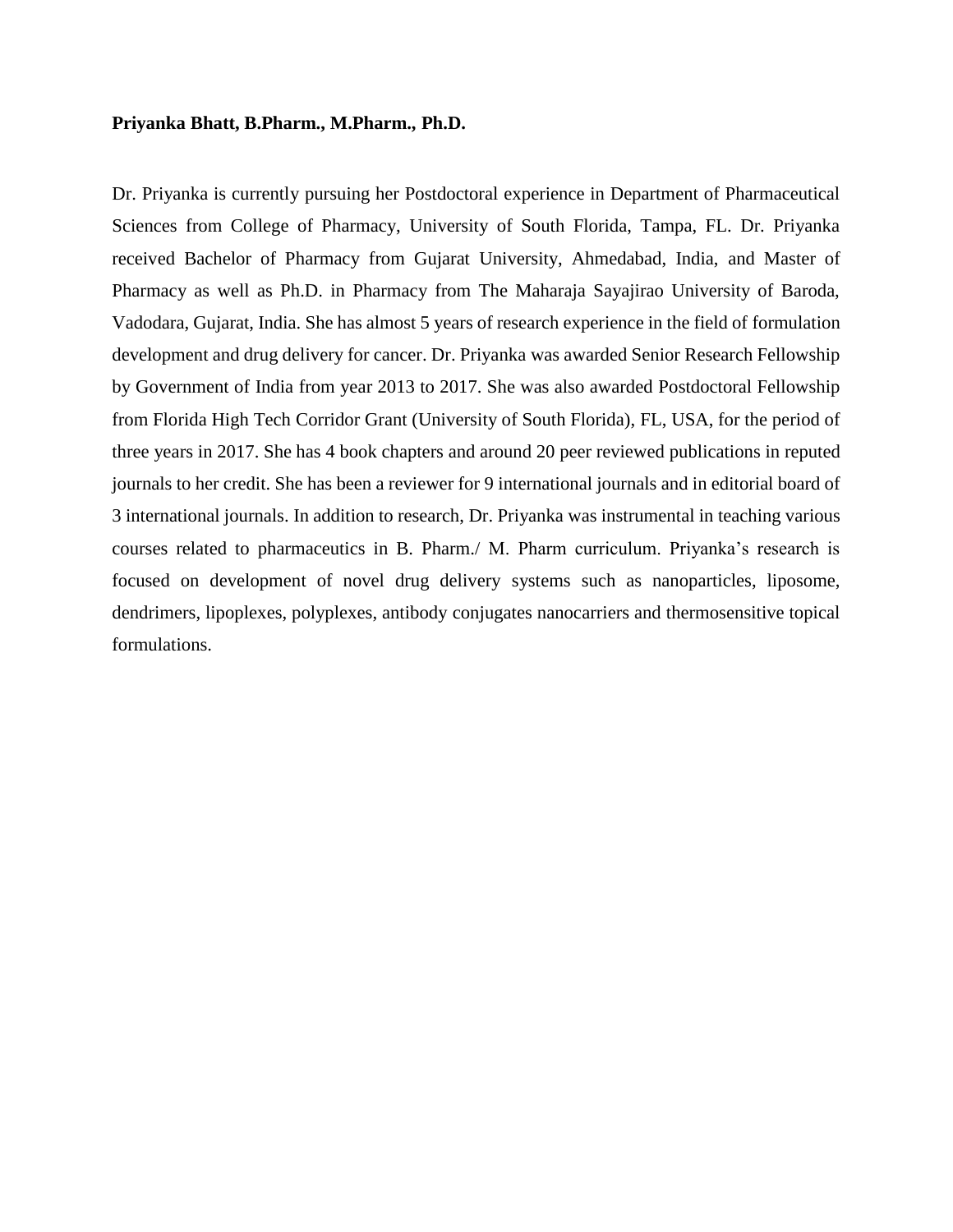**Priyanka Bhatt, B.Pharm., M.Pharm., Ph.D.**

Dr. Priyanka is currently pursuing her Postdoctoral experience in Department of Pharmaceutical Sciences from College of Pharmacy, University of South Florida, Tampa, FL. Dr. Priyanka received Bachelor of Pharmacy from Gujarat University, Ahmedabad, India, and Master of Pharmacy as well as Ph.D. in Pharmacy from The Maharaja Sayajirao University of Baroda, Vadodara, Gujarat, India. She has almost 5 years of research experience in the field of formulation development and drug delivery for cancer. Dr. Priyanka was awarded Senior Research Fellowship by Government of India from year 2013 to 2017. She was also awarded Postdoctoral Fellowship from Florida High Tech Corridor Grant (University of South Florida), FL, USA, for the period of three years in 2017. She has 4 book chapters and around 20 peer reviewed publications in reputed journals to her credit. She has been a reviewer for 9 international journals and in editorial board of 3 international journals. In addition to research, Dr. Priyanka was instrumental in teaching various courses related to pharmaceutics in B. Pharm./ M. Pharm curriculum. Priyanka's research is focused on development of novel drug delivery systems such as nanoparticles, liposome, dendrimers, lipoplexes, polyplexes, antibody conjugates nanocarriers and thermosensitive topical formulations.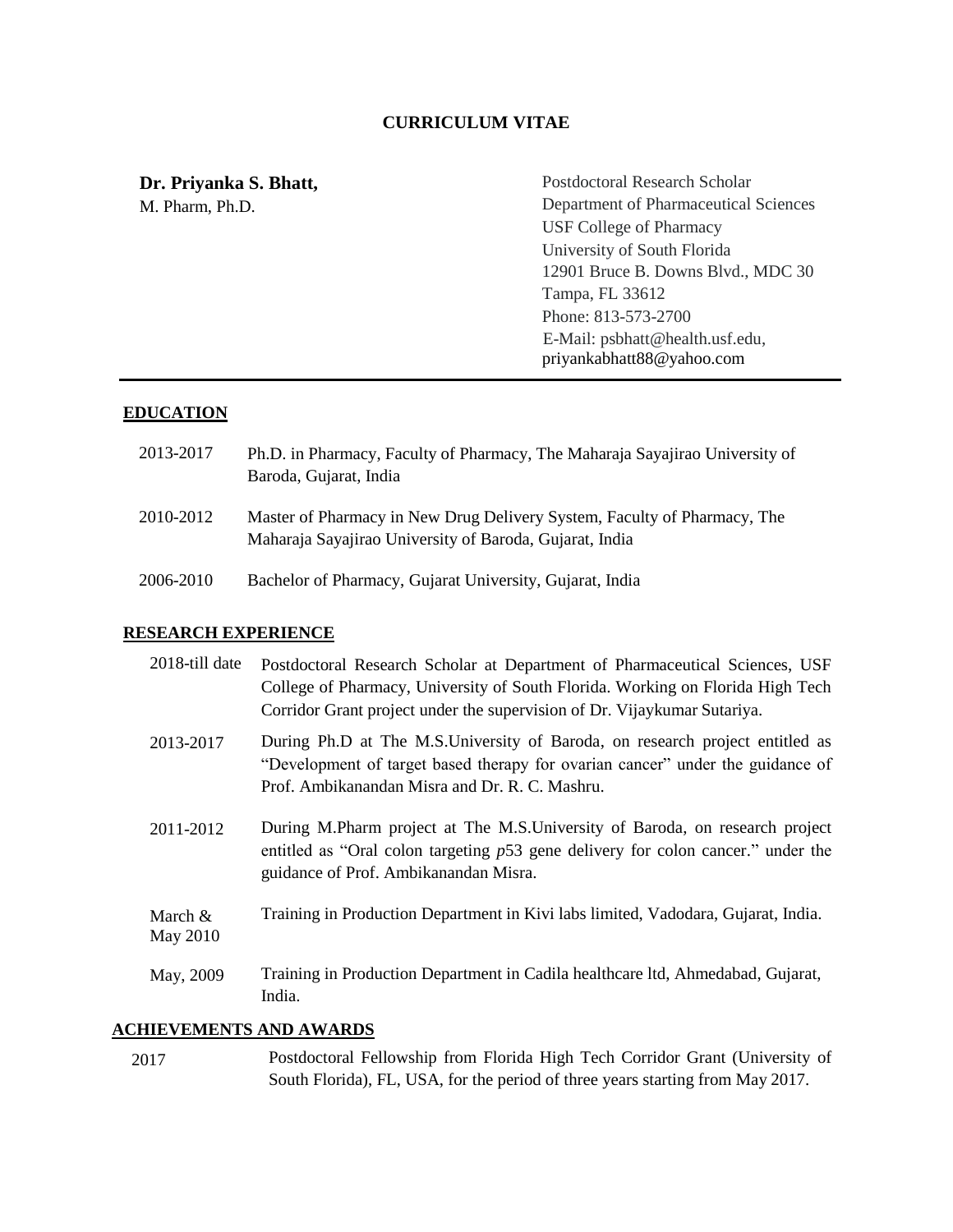# CURRICULUM VITAE

**Dr. Priyanka S. Bhatt,**
M. Pharm, Ph.D.

Postdoctoral Research Scholar
Department of Pharmaceutical Sciences
USF College of Pharmacy
University of South Florida
12901 Bruce B. Downs Blvd., MDC 30
Tampa, FL 33612
Phone: 813-573-2700
E-Mail: psbhatt@health.usf.edu, priyankabhatt88@yahoo.com

---

## EDUCATION

| | |
|---|---|
| 2013-2017 | Ph.D. in Pharmacy, Faculty of Pharmacy, The Maharaja Sayajirao University of Baroda, Gujarat, India |
| 2010-2012 | Master of Pharmacy in New Drug Delivery System, Faculty of Pharmacy, The Maharaja Sayajirao University of Baroda, Gujarat, India |
| 2006-2010 | Bachelor of Pharmacy, Gujarat University, Gujarat, India |

## RESEARCH EXPERIENCE

| | |
|---|---|
| 2018-till date | Postdoctoral Research Scholar at Department of Pharmaceutical Sciences, USF College of Pharmacy, University of South Florida. Working on Florida High Tech Corridor Grant project under the supervision of Dr. Vijaykumar Sutariya. |
| 2013-2017 | During Ph.D at The M.S.University of Baroda, on research project entitled as "Development of target based therapy for ovarian cancer" under the guidance of Prof. Ambikanandan Misra and Dr. R. C. Mashru. |
| 2011-2012 | During M.Pharm project at The M.S.University of Baroda, on research project entitled as "Oral colon targeting *p*53 gene delivery for colon cancer." under the guidance of Prof. Ambikanandan Misra. |
| March & May 2010 | Training in Production Department in Kivi labs limited, Vadodara, Gujarat, India. |
| May, 2009 | Training in Production Department in Cadila healthcare ltd, Ahmedabad, Gujarat, India. |

## ACHIEVEMENTS AND AWARDS

| | |
|---|---|
| 2017 | Postdoctoral Fellowship from Florida High Tech Corridor Grant (University of South Florida), FL, USA, for the period of three years starting from May 2017. |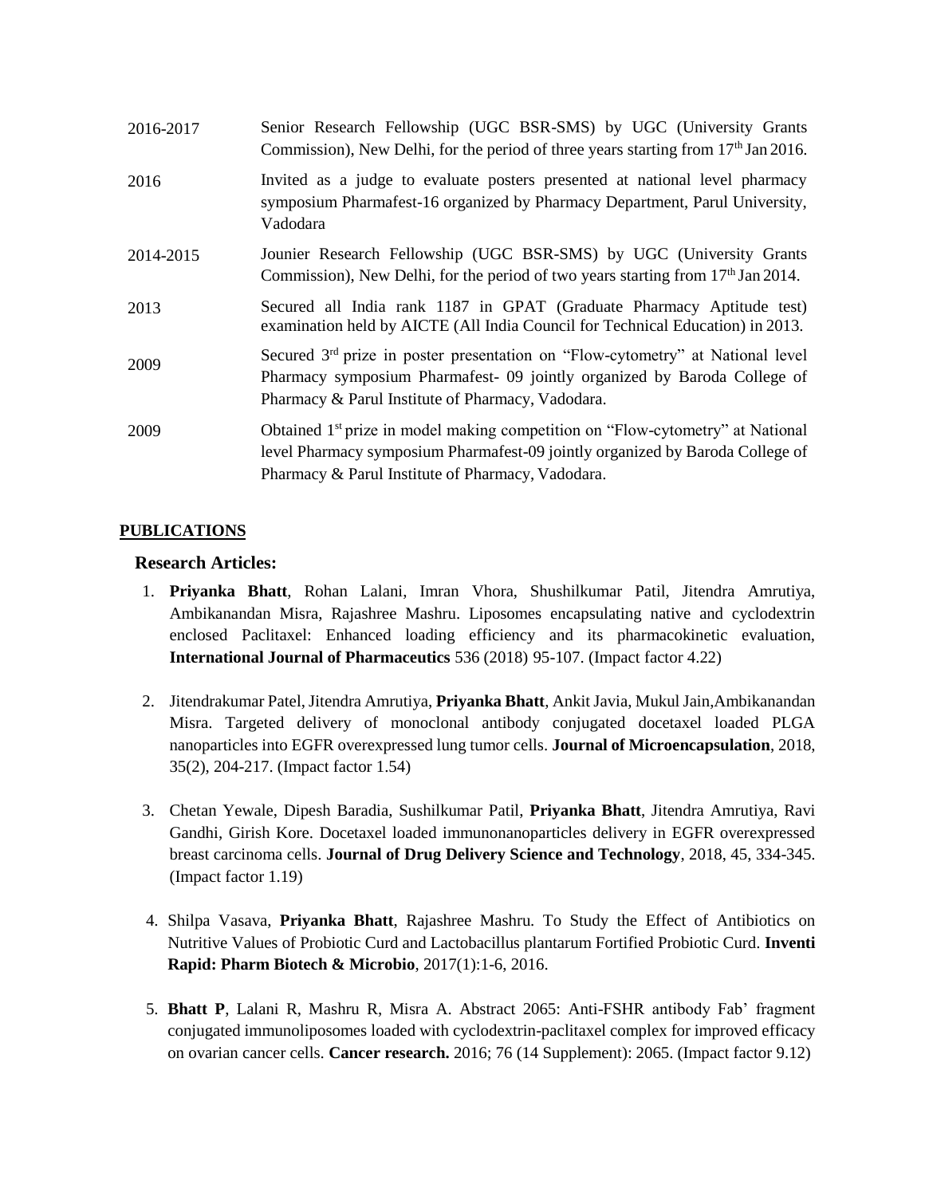| | |
|---|---|
| 2016-2017 | Senior Research Fellowship (UGC BSR-SMS) by UGC (University Grants Commission), New Delhi, for the period of three years starting from 17th Jan 2016. |
| 2016 | Invited as a judge to evaluate posters presented at national level pharmacy symposium Pharmafest-16 organized by Pharmacy Department, Parul University, Vadodara |
| 2014-2015 | Jounier Research Fellowship (UGC BSR-SMS) by UGC (University Grants Commission), New Delhi, for the period of two years starting from 17th Jan 2014. |
| 2013 | Secured all India rank 1187 in GPAT (Graduate Pharmacy Aptitude test) examination held by AICTE (All India Council for Technical Education) in 2013. |
| 2009 | Secured 3rd prize in poster presentation on "Flow-cytometry" at National level Pharmacy symposium Pharmafest- 09 jointly organized by Baroda College of Pharmacy & Parul Institute of Pharmacy, Vadodara. |
| 2009 | Obtained 1st prize in model making competition on "Flow-cytometry" at National level Pharmacy symposium Pharmafest-09 jointly organized by Baroda College of Pharmacy & Parul Institute of Pharmacy, Vadodara. |

## PUBLICATIONS

### Research Articles:

1. **Priyanka Bhatt**, Rohan Lalani, Imran Vhora, Shushilkumar Patil, Jitendra Amrutiya, Ambikanandan Misra, Rajashree Mashru. Liposomes encapsulating native and cyclodextrin enclosed Paclitaxel: Enhanced loading efficiency and its pharmacokinetic evaluation, **International Journal of Pharmaceutics** 536 (2018) 95-107. (Impact factor 4.22)

2. Jitendrakumar Patel, Jitendra Amrutiya, **Priyanka Bhatt**, Ankit Javia, Mukul Jain,Ambikanandan Misra. Targeted delivery of monoclonal antibody conjugated docetaxel loaded PLGA nanoparticles into EGFR overexpressed lung tumor cells. **Journal of Microencapsulation**, 2018, 35(2), 204-217. (Impact factor 1.54)

3. Chetan Yewale, Dipesh Baradia, Sushilkumar Patil, **Priyanka Bhatt**, Jitendra Amrutiya, Ravi Gandhi, Girish Kore. Docetaxel loaded immunonanoparticles delivery in EGFR overexpressed breast carcinoma cells. **Journal of Drug Delivery Science and Technology**, 2018, 45, 334-345. (Impact factor 1.19)

4. Shilpa Vasava, **Priyanka Bhatt**, Rajashree Mashru. To Study the Effect of Antibiotics on Nutritive Values of Probiotic Curd and Lactobacillus plantarum Fortified Probiotic Curd. **Inventi Rapid: Pharm Biotech & Microbio**, 2017(1):1-6, 2016.

5. **Bhatt P**, Lalani R, Mashru R, Misra A. Abstract 2065: Anti-FSHR antibody Fab' fragment conjugated immunoliposomes loaded with cyclodextrin-paclitaxel complex for improved efficacy on ovarian cancer cells. **Cancer research.** 2016; 76 (14 Supplement): 2065. (Impact factor 9.12)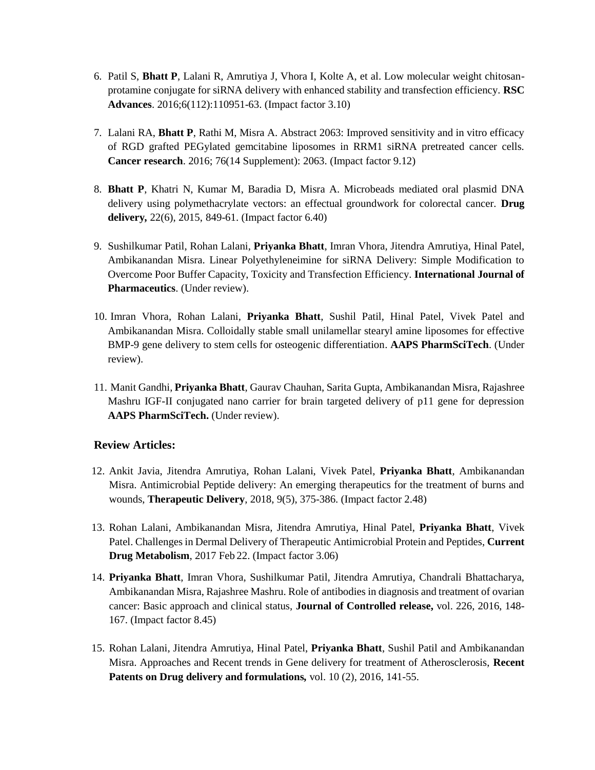6. Patil S, **Bhatt P**, Lalani R, Amrutiya J, Vhora I, Kolte A, et al. Low molecular weight chitosan-protamine conjugate for siRNA delivery with enhanced stability and transfection efficiency. **RSC Advances**. 2016;6(112):110951-63. (Impact factor 3.10)

7. Lalani RA, **Bhatt P**, Rathi M, Misra A. Abstract 2063: Improved sensitivity and in vitro efficacy of RGD grafted PEGylated gemcitabine liposomes in RRM1 siRNA pretreated cancer cells. **Cancer research**. 2016; 76(14 Supplement): 2063. (Impact factor 9.12)

8. **Bhatt P**, Khatri N, Kumar M, Baradia D, Misra A. Microbeads mediated oral plasmid DNA delivery using polymethacrylate vectors: an effectual groundwork for colorectal cancer. **Drug delivery,** 22(6), 2015, 849-61. (Impact factor 6.40)

9. Sushilkumar Patil, Rohan Lalani, **Priyanka Bhatt**, Imran Vhora, Jitendra Amrutiya, Hinal Patel, Ambikanandan Misra. Linear Polyethyleneimine for siRNA Delivery: Simple Modification to Overcome Poor Buffer Capacity, Toxicity and Transfection Efficiency. **International Journal of Pharmaceutics**. (Under review).

10. Imran Vhora, Rohan Lalani, **Priyanka Bhatt**, Sushil Patil, Hinal Patel, Vivek Patel and Ambikanandan Misra. Colloidally stable small unilamellar stearyl amine liposomes for effective BMP-9 gene delivery to stem cells for osteogenic differentiation. **AAPS PharmSciTech**. (Under review).

11. Manit Gandhi, **Priyanka Bhatt**, Gaurav Chauhan, Sarita Gupta, Ambikanandan Misra, Rajashree Mashru IGF-II conjugated nano carrier for brain targeted delivery of p11 gene for depression **AAPS PharmSciTech.** (Under review).

### Review Articles:

12. Ankit Javia, Jitendra Amrutiya, Rohan Lalani, Vivek Patel, **Priyanka Bhatt**, Ambikanandan Misra. Antimicrobial Peptide delivery: An emerging therapeutics for the treatment of burns and wounds, **Therapeutic Delivery**, 2018, 9(5), 375-386. (Impact factor 2.48)

13. Rohan Lalani, Ambikanandan Misra, Jitendra Amrutiya, Hinal Patel, **Priyanka Bhatt**, Vivek Patel. Challenges in Dermal Delivery of Therapeutic Antimicrobial Protein and Peptides, **Current Drug Metabolism**, 2017 Feb 22. (Impact factor 3.06)

14. **Priyanka Bhatt**, Imran Vhora, Sushilkumar Patil, Jitendra Amrutiya, Chandrali Bhattacharya, Ambikanandan Misra, Rajashree Mashru. Role of antibodies in diagnosis and treatment of ovarian cancer: Basic approach and clinical status, **Journal of Controlled release,** vol. 226, 2016, 148-167. (Impact factor 8.45)

15. Rohan Lalani, Jitendra Amrutiya, Hinal Patel, **Priyanka Bhatt**, Sushil Patil and Ambikanandan Misra. Approaches and Recent trends in Gene delivery for treatment of Atherosclerosis, **Recent Patents on Drug delivery and formulations,** vol. 10 (2), 2016, 141-55.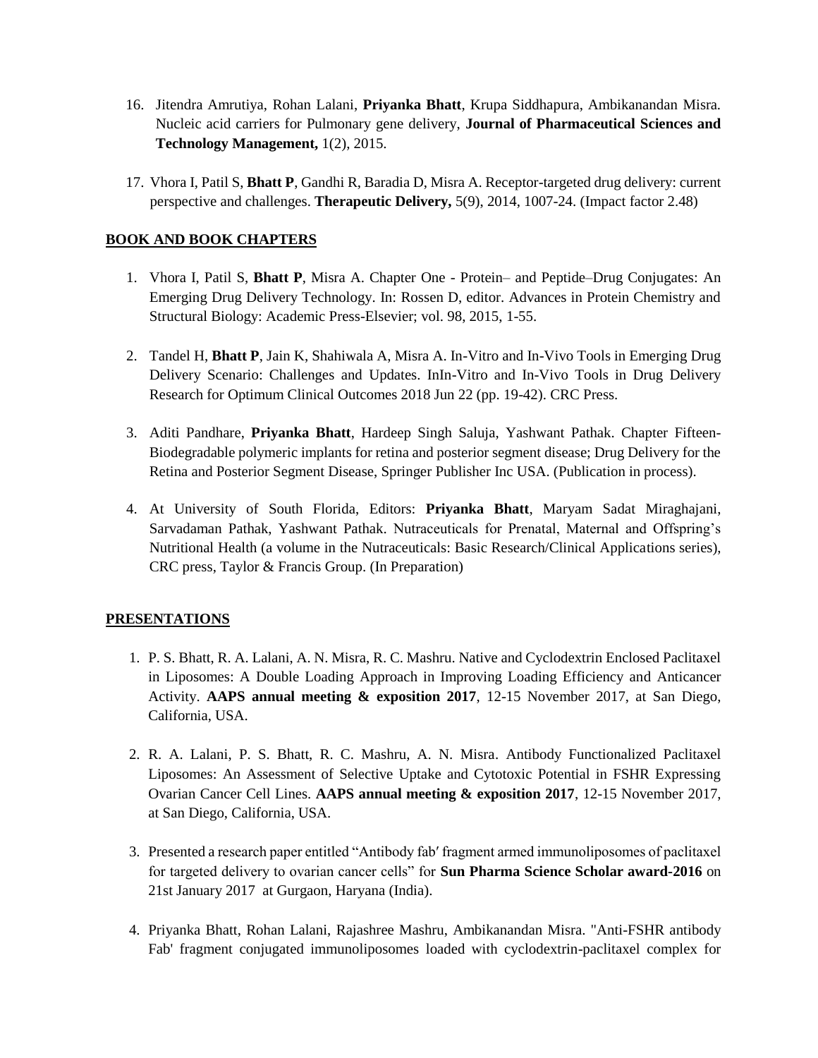16. Jitendra Amrutiya, Rohan Lalani, **Priyanka Bhatt**, Krupa Siddhapura, Ambikanandan Misra. Nucleic acid carriers for Pulmonary gene delivery, **Journal of Pharmaceutical Sciences and Technology Management,** 1(2), 2015.

17. Vhora I, Patil S, **Bhatt P**, Gandhi R, Baradia D, Misra A. Receptor-targeted drug delivery: current perspective and challenges. **Therapeutic Delivery,** 5(9), 2014, 1007-24. (Impact factor 2.48)

## BOOK AND BOOK CHAPTERS

1. Vhora I, Patil S, **Bhatt P**, Misra A. Chapter One - Protein– and Peptide–Drug Conjugates: An Emerging Drug Delivery Technology. In: Rossen D, editor. Advances in Protein Chemistry and Structural Biology: Academic Press-Elsevier; vol. 98, 2015, 1-55.

2. Tandel H, **Bhatt P**, Jain K, Shahiwala A, Misra A. In-Vitro and In-Vivo Tools in Emerging Drug Delivery Scenario: Challenges and Updates. InIn-Vitro and In-Vivo Tools in Drug Delivery Research for Optimum Clinical Outcomes 2018 Jun 22 (pp. 19-42). CRC Press.

3. Aditi Pandhare, **Priyanka Bhatt**, Hardeep Singh Saluja, Yashwant Pathak. Chapter Fifteen-Biodegradable polymeric implants for retina and posterior segment disease; Drug Delivery for the Retina and Posterior Segment Disease, Springer Publisher Inc USA. (Publication in process).

4. At University of South Florida, Editors: **Priyanka Bhatt**, Maryam Sadat Miraghajani, Sarvadaman Pathak, Yashwant Pathak. Nutraceuticals for Prenatal, Maternal and Offspring's Nutritional Health (a volume in the Nutraceuticals: Basic Research/Clinical Applications series), CRC press, Taylor & Francis Group. (In Preparation)

## PRESENTATIONS

1. P. S. Bhatt, R. A. Lalani, A. N. Misra, R. C. Mashru. Native and Cyclodextrin Enclosed Paclitaxel in Liposomes: A Double Loading Approach in Improving Loading Efficiency and Anticancer Activity. **AAPS annual meeting & exposition 2017**, 12-15 November 2017, at San Diego, California, USA.

2. R. A. Lalani, P. S. Bhatt, R. C. Mashru, A. N. Misra. Antibody Functionalized Paclitaxel Liposomes: An Assessment of Selective Uptake and Cytotoxic Potential in FSHR Expressing Ovarian Cancer Cell Lines. **AAPS annual meeting & exposition 2017**, 12-15 November 2017, at San Diego, California, USA.

3. Presented a research paper entitled "Antibody fab′ fragment armed immunoliposomes of paclitaxel for targeted delivery to ovarian cancer cells" for **Sun Pharma Science Scholar award-2016** on 21st January 2017 at Gurgaon, Haryana (India).

4. Priyanka Bhatt, Rohan Lalani, Rajashree Mashru, Ambikanandan Misra. "Anti-FSHR antibody Fab' fragment conjugated immunoliposomes loaded with cyclodextrin-paclitaxel complex for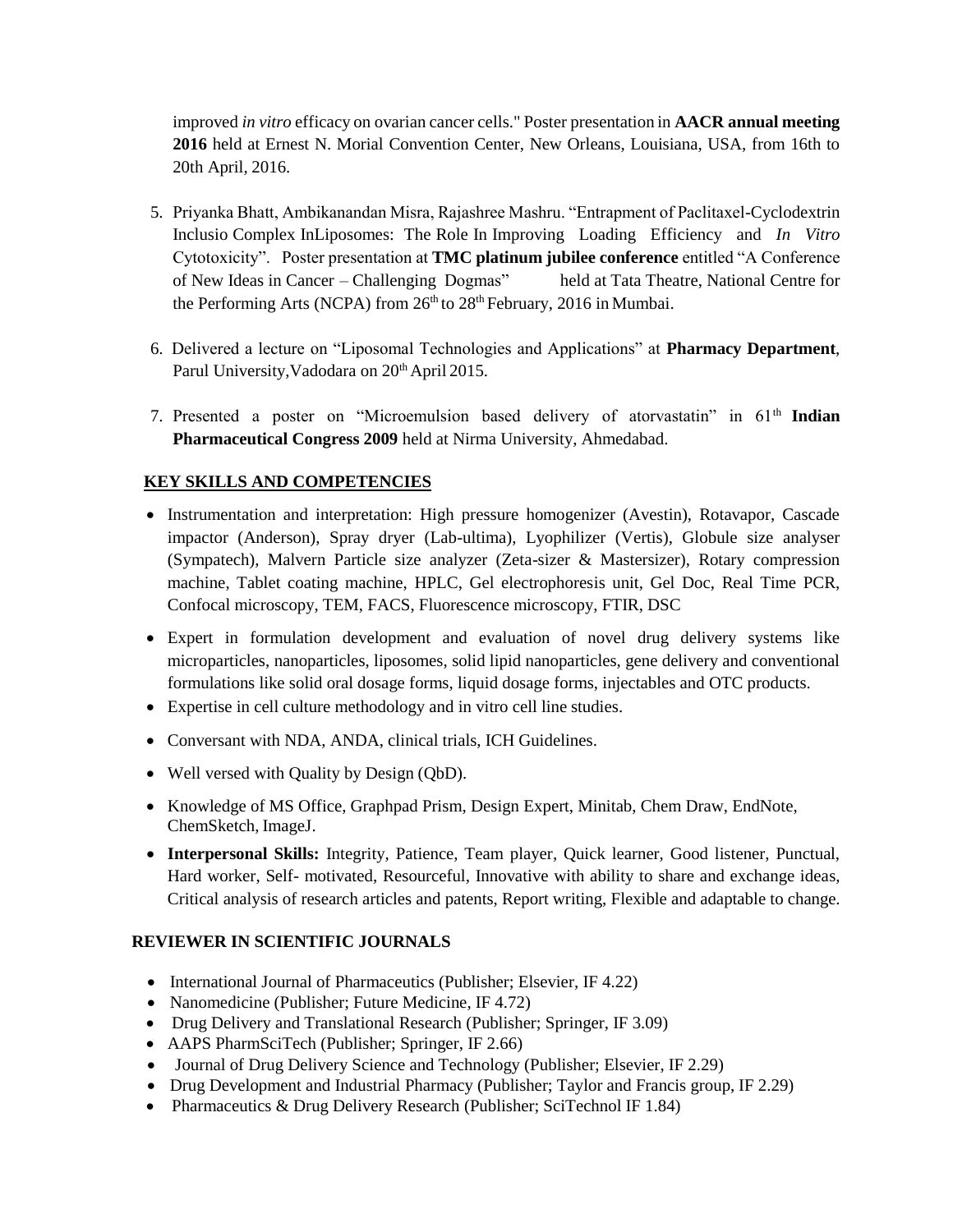improved *in vitro* efficacy on ovarian cancer cells." Poster presentation in **AACR annual meeting 2016** held at Ernest N. Morial Convention Center, New Orleans, Louisiana, USA, from 16th to 20th April, 2016.

5. Priyanka Bhatt, Ambikanandan Misra, Rajashree Mashru. "Entrapment of Paclitaxel-Cyclodextrin Inclusio Complex InLiposomes: The Role In Improving Loading Efficiency and *In Vitro* Cytotoxicity". Poster presentation at **TMC platinum jubilee conference** entitled "A Conference of New Ideas in Cancer – Challenging Dogmas" held at Tata Theatre, National Centre for the Performing Arts (NCPA) from 26th to 28th February, 2016 in Mumbai.

6. Delivered a lecture on "Liposomal Technologies and Applications" at **Pharmacy Department**, Parul University,Vadodara on 20th April 2015.

7. Presented a poster on "Microemulsion based delivery of atorvastatin" in 61th **Indian Pharmaceutical Congress 2009** held at Nirma University, Ahmedabad.

## KEY SKILLS AND COMPETENCIES

- Instrumentation and interpretation: High pressure homogenizer (Avestin), Rotavapor, Cascade impactor (Anderson), Spray dryer (Lab-ultima), Lyophilizer (Vertis), Globule size analyser (Sympatech), Malvern Particle size analyzer (Zeta-sizer & Mastersizer), Rotary compression machine, Tablet coating machine, HPLC, Gel electrophoresis unit, Gel Doc, Real Time PCR, Confocal microscopy, TEM, FACS, Fluorescence microscopy, FTIR, DSC
- Expert in formulation development and evaluation of novel drug delivery systems like microparticles, nanoparticles, liposomes, solid lipid nanoparticles, gene delivery and conventional formulations like solid oral dosage forms, liquid dosage forms, injectables and OTC products.
- Expertise in cell culture methodology and in vitro cell line studies.
- Conversant with NDA, ANDA, clinical trials, ICH Guidelines.
- Well versed with Quality by Design (QbD).
- Knowledge of MS Office, Graphpad Prism, Design Expert, Minitab, Chem Draw, EndNote, ChemSketch, ImageJ.
- **Interpersonal Skills:** Integrity, Patience, Team player, Quick learner, Good listener, Punctual, Hard worker, Self- motivated, Resourceful, Innovative with ability to share and exchange ideas, Critical analysis of research articles and patents, Report writing, Flexible and adaptable to change.

## REVIEWER IN SCIENTIFIC JOURNALS

- International Journal of Pharmaceutics (Publisher; Elsevier, IF 4.22)
- Nanomedicine (Publisher; Future Medicine, IF 4.72)
- Drug Delivery and Translational Research (Publisher; Springer, IF 3.09)
- AAPS PharmSciTech (Publisher; Springer, IF 2.66)
- Journal of Drug Delivery Science and Technology (Publisher; Elsevier, IF 2.29)
- Drug Development and Industrial Pharmacy (Publisher; Taylor and Francis group, IF 2.29)
- Pharmaceutics & Drug Delivery Research (Publisher; SciTechnol IF 1.84)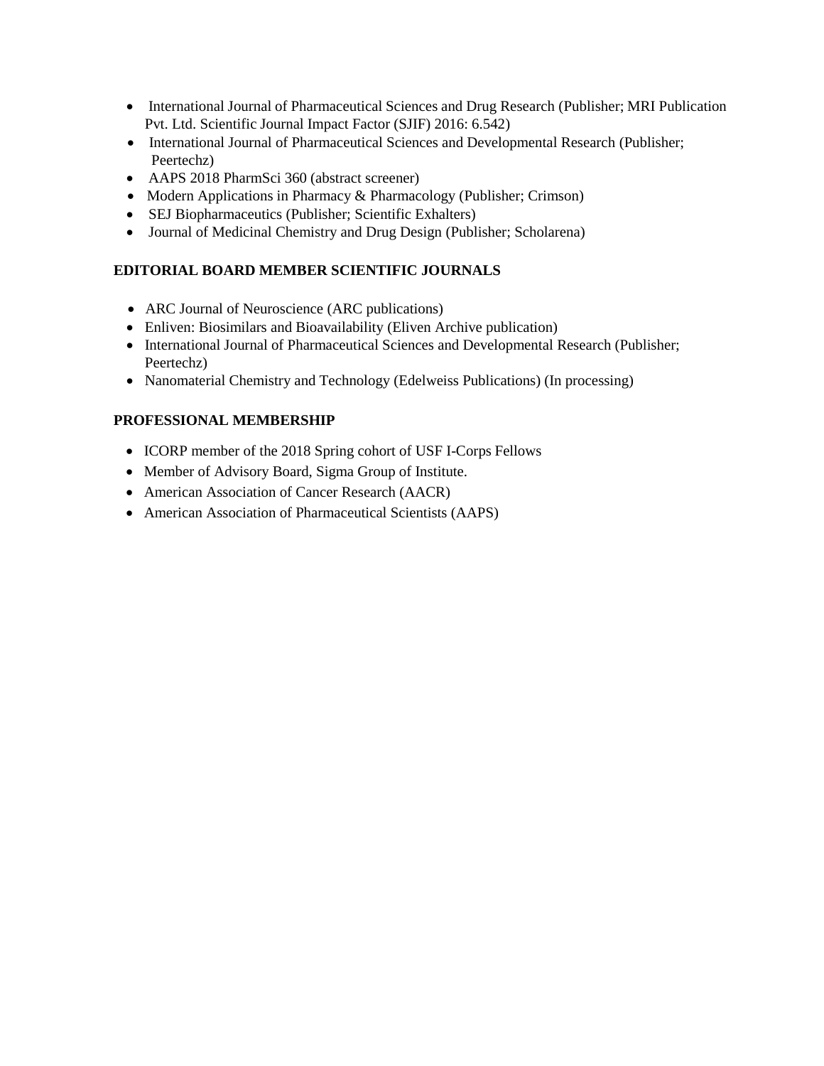- International Journal of Pharmaceutical Sciences and Drug Research (Publisher; MRI Publication Pvt. Ltd. Scientific Journal Impact Factor (SJIF) 2016: 6.542)
- International Journal of Pharmaceutical Sciences and Developmental Research (Publisher; Peertechz)
- AAPS 2018 PharmSci 360 (abstract screener)
- Modern Applications in Pharmacy & Pharmacology (Publisher; Crimson)
- SEJ Biopharmaceutics (Publisher; Scientific Exhalters)
- Journal of Medicinal Chemistry and Drug Design (Publisher; Scholarena)

**EDITORIAL BOARD MEMBER SCIENTIFIC JOURNALS**

- ARC Journal of Neuroscience (ARC publications)
- Enliven: Biosimilars and Bioavailability (Eliven Archive publication)
- International Journal of Pharmaceutical Sciences and Developmental Research (Publisher; Peertechz)
- Nanomaterial Chemistry and Technology (Edelweiss Publications) (In processing)

**PROFESSIONAL MEMBERSHIP**

- ICORP member of the 2018 Spring cohort of USF I-Corps Fellows
- Member of Advisory Board, Sigma Group of Institute.
- American Association of Cancer Research (AACR)
- American Association of Pharmaceutical Scientists (AAPS)